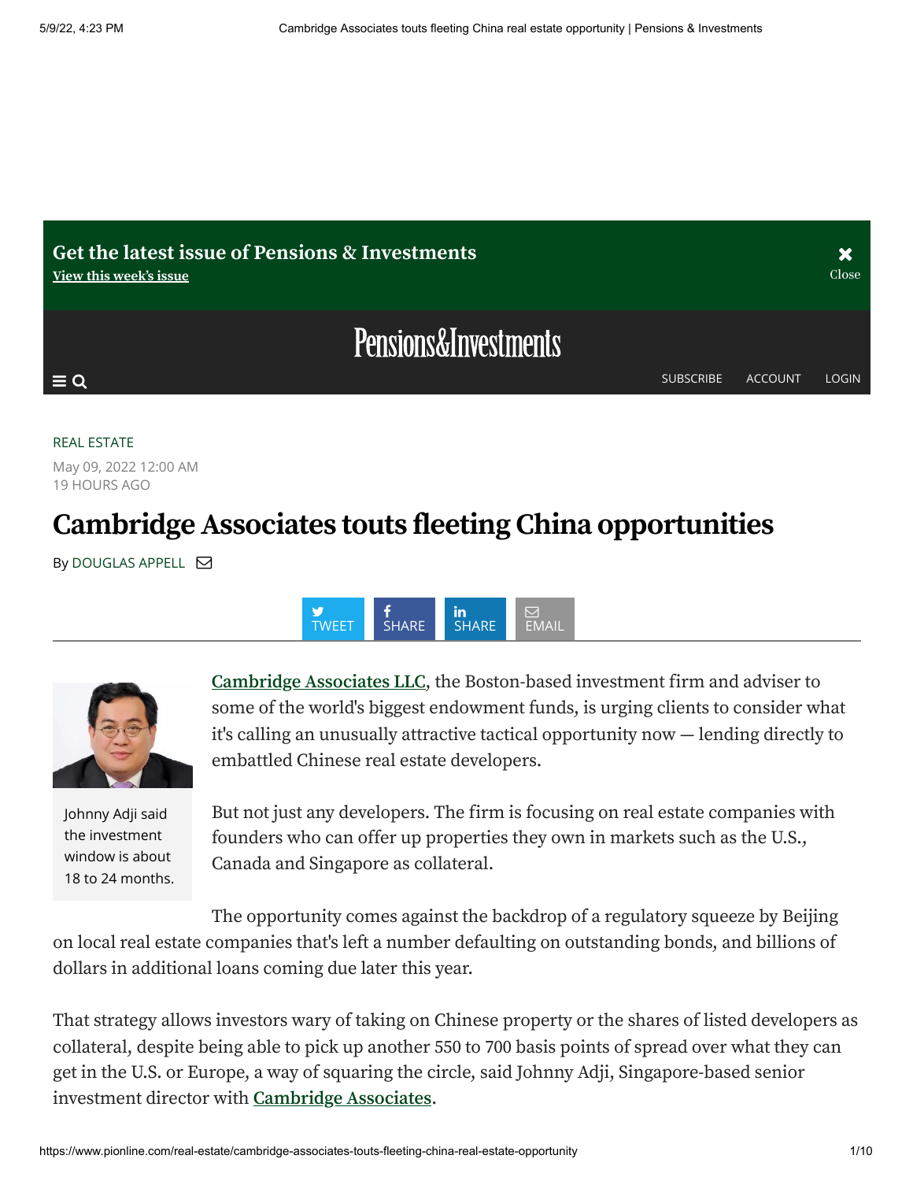REAL ESTATE

May 09, 2022 12:00 AM
19 HOURS AGO

# Cambridge Associates touts fleeting China opportunities

By DOUGLAS APPELL

Johnny Adji said the investment window is about 18 to 24 months.

Cambridge Associates LLC, the Boston-based investment firm and adviser to some of the world's biggest endowment funds, is urging clients to consider what it's calling an unusually attractive tactical opportunity now — lending directly to embattled Chinese real estate developers.

But not just any developers. The firm is focusing on real estate companies with founders who can offer up properties they own in markets such as the U.S., Canada and Singapore as collateral.

The opportunity comes against the backdrop of a regulatory squeeze by Beijing on local real estate companies that's left a number defaulting on outstanding bonds, and billions of dollars in additional loans coming due later this year.

That strategy allows investors wary of taking on Chinese property or the shares of listed developers as collateral, despite being able to pick up another 550 to 700 basis points of spread over what they can get in the U.S. or Europe, a way of squaring the circle, said Johnny Adji, Singapore-based senior investment director with Cambridge Associates.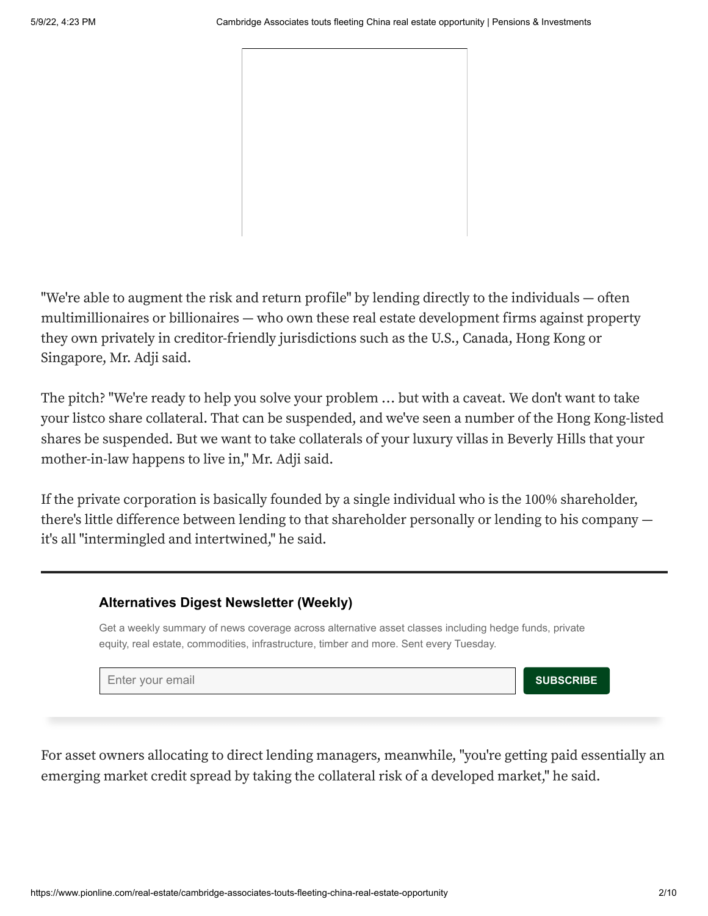"We're able to augment the risk and return profile" by lending directly to the individuals — often multimillionaires or billionaires — who own these real estate development firms against property they own privately in creditor-friendly jurisdictions such as the U.S., Canada, Hong Kong or Singapore, Mr. Adji said.

The pitch? "We're ready to help you solve your problem … but with a caveat. We don't want to take your listco share collateral. That can be suspended, and we've seen a number of the Hong Kong-listed shares be suspended. But we want to take collaterals of your luxury villas in Beverly Hills that your mother-in-law happens to live in," Mr. Adji said.

If the private corporation is basically founded by a single individual who is the 100% shareholder, there's little difference between lending to that shareholder personally or lending to his company — it's all "intermingled and intertwined," he said.

For asset owners allocating to direct lending managers, meanwhile, "you're getting paid essentially an emerging market credit spread by taking the collateral risk of a developed market," he said.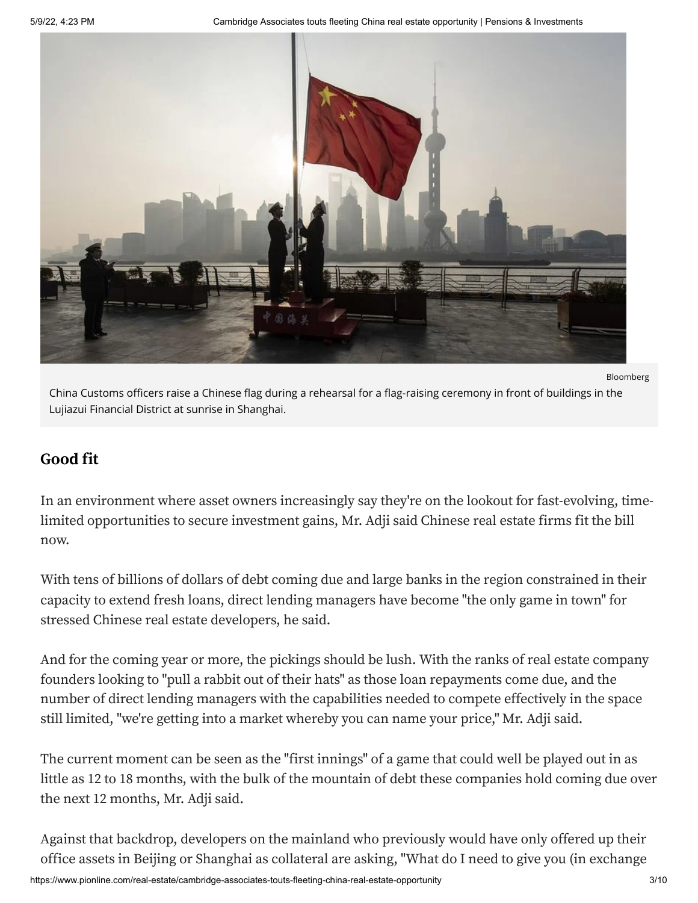Bloomberg

China Customs officers raise a Chinese flag during a rehearsal for a flag-raising ceremony in front of buildings in the Lujiazui Financial District at sunrise in Shanghai.

## Good fit

In an environment where asset owners increasingly say they're on the lookout for fast-evolving, time-limited opportunities to secure investment gains, Mr. Adji said Chinese real estate firms fit the bill now.

With tens of billions of dollars of debt coming due and large banks in the region constrained in their capacity to extend fresh loans, direct lending managers have become "the only game in town" for stressed Chinese real estate developers, he said.

And for the coming year or more, the pickings should be lush. With the ranks of real estate company founders looking to "pull a rabbit out of their hats" as those loan repayments come due, and the number of direct lending managers with the capabilities needed to compete effectively in the space still limited, "we're getting into a market whereby you can name your price," Mr. Adji said.

The current moment can be seen as the "first innings" of a game that could well be played out in as little as 12 to 18 months, with the bulk of the mountain of debt these companies hold coming due over the next 12 months, Mr. Adji said.

Against that backdrop, developers on the mainland who previously would have only offered up their office assets in Beijing or Shanghai as collateral are asking, "What do I need to give you (in exchange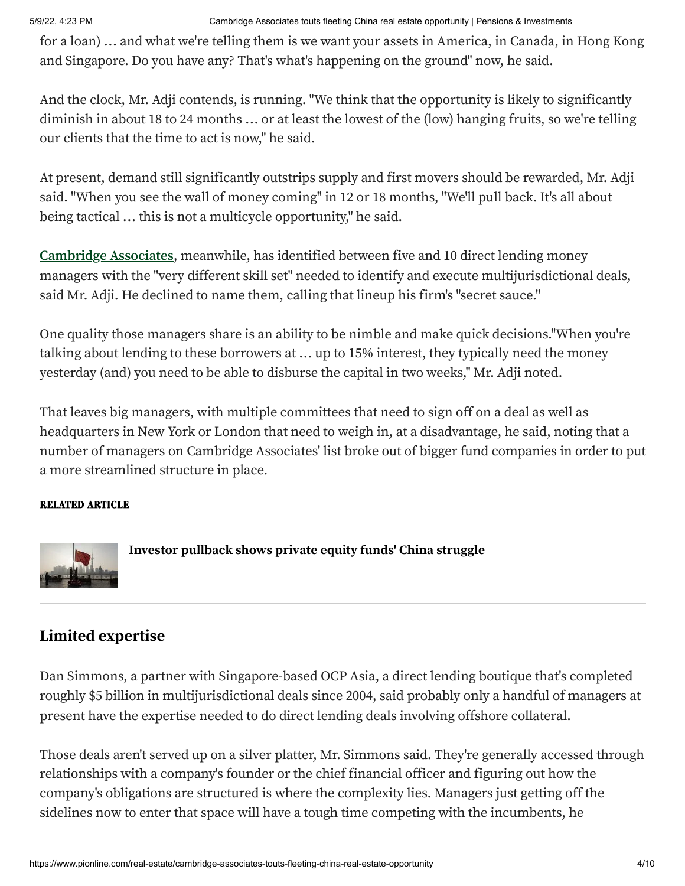for a loan) … and what we're telling them is we want your assets in America, in Canada, in Hong Kong and Singapore. Do you have any? That's what's happening on the ground" now, he said.

And the clock, Mr. Adji contends, is running. "We think that the opportunity is likely to significantly diminish in about 18 to 24 months … or at least the lowest of the (low) hanging fruits, so we're telling our clients that the time to act is now," he said.

At present, demand still significantly outstrips supply and first movers should be rewarded, Mr. Adji said. "When you see the wall of money coming" in 12 or 18 months, "We'll pull back. It's all about being tactical … this is not a multicycle opportunity," he said.

Cambridge Associates, meanwhile, has identified between five and 10 direct lending money managers with the "very different skill set" needed to identify and execute multijurisdictional deals, said Mr. Adji. He declined to name them, calling that lineup his firm's "secret sauce."

One quality those managers share is an ability to be nimble and make quick decisions."When you're talking about lending to these borrowers at … up to 15% interest, they typically need the money yesterday (and) you need to be able to disburse the capital in two weeks," Mr. Adji noted.

That leaves big managers, with multiple committees that need to sign off on a deal as well as headquarters in New York or London that need to weigh in, at a disadvantage, he said, noting that a number of managers on Cambridge Associates' list broke out of bigger fund companies in order to put a more streamlined structure in place.

**RELATED ARTICLE**

**Investor pullback shows private equity funds' China struggle**

## Limited expertise

Dan Simmons, a partner with Singapore-based OCP Asia, a direct lending boutique that's completed roughly $5 billion in multijurisdictional deals since 2004, said probably only a handful of managers at present have the expertise needed to do direct lending deals involving offshore collateral.

Those deals aren't served up on a silver platter, Mr. Simmons said. They're generally accessed through relationships with a company's founder or the chief financial officer and figuring out how the company's obligations are structured is where the complexity lies. Managers just getting off the sidelines now to enter that space will have a tough time competing with the incumbents, he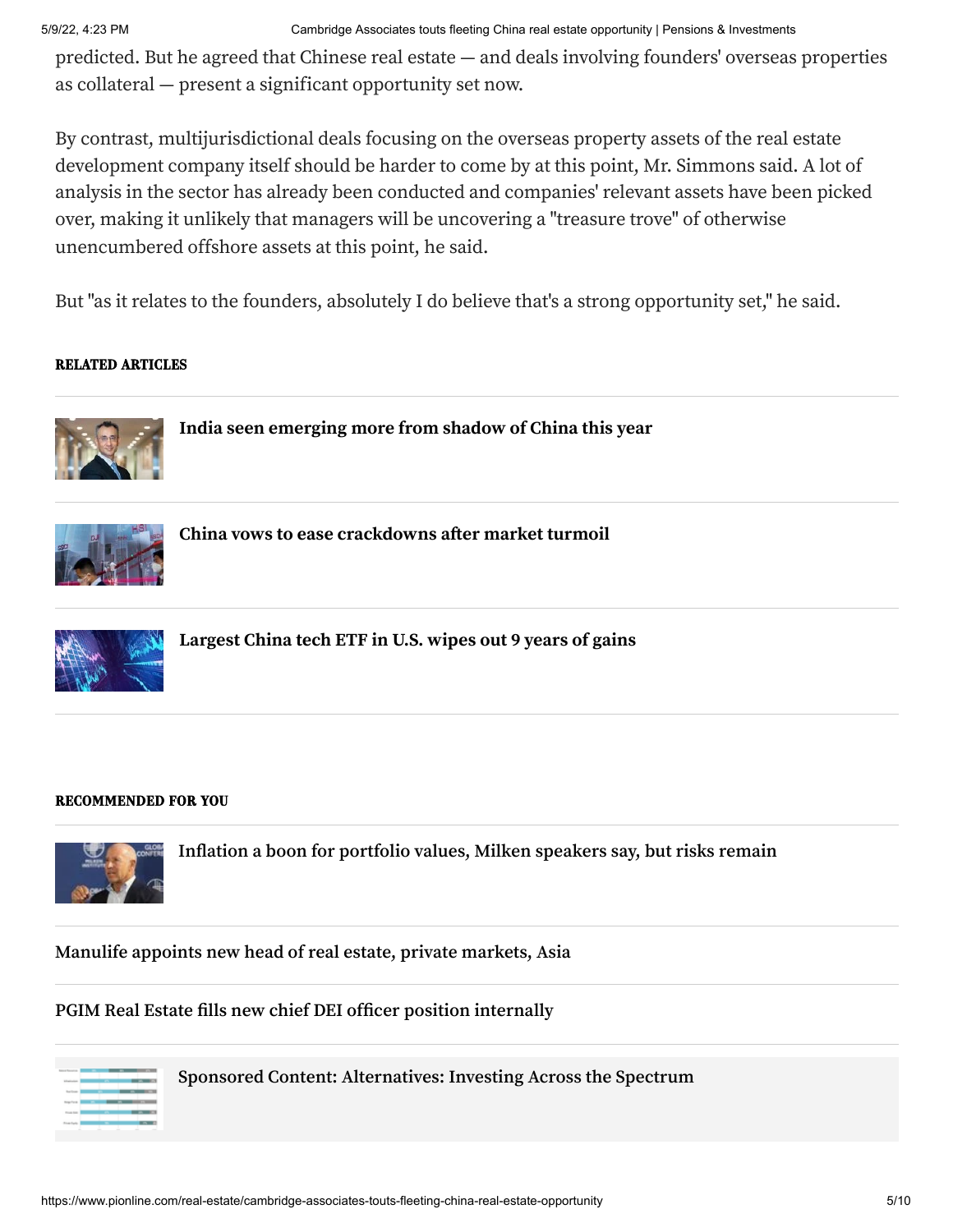predicted. But he agreed that Chinese real estate — and deals involving founders' overseas properties as collateral — present a significant opportunity set now.

By contrast, multijurisdictional deals focusing on the overseas property assets of the real estate development company itself should be harder to come by at this point, Mr. Simmons said. A lot of analysis in the sector has already been conducted and companies' relevant assets have been picked over, making it unlikely that managers will be uncovering a "treasure trove" of otherwise unencumbered offshore assets at this point, he said.

But "as it relates to the founders, absolutely I do believe that's a strong opportunity set," he said.

#### RELATED ARTICLES

**India seen emerging more from shadow of China this year**

**China vows to ease crackdowns after market turmoil**

**Largest China tech ETF in U.S. wipes out 9 years of gains**

#### RECOMMENDED FOR YOU

**Inflation a boon for portfolio values, Milken speakers say, but risks remain**

**Manulife appoints new head of real estate, private markets, Asia**

**PGIM Real Estate fills new chief DEI officer position internally**

**Sponsored Content: Alternatives: Investing Across the Spectrum**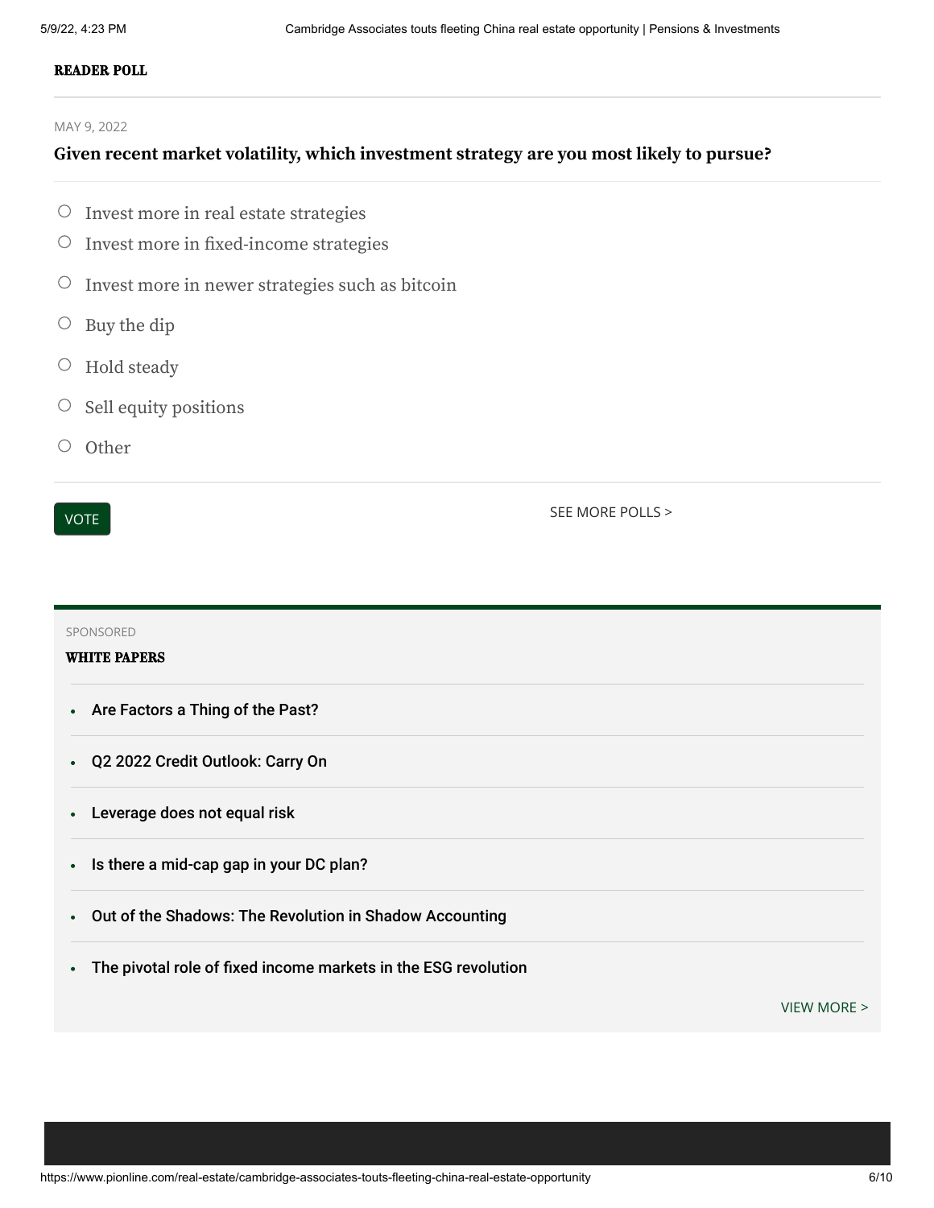**READER POLL**

MAY 9, 2022

**Given recent market volatility, which investment strategy are you most likely to pursue?**

- Invest more in real estate strategies
- Invest more in fixed-income strategies
- Invest more in newer strategies such as bitcoin
- Buy the dip
- Hold steady
- Sell equity positions
- Other

VOTE

SEE MORE POLLS >

SPONSORED

**WHITE PAPERS**

- Are Factors a Thing of the Past?
- Q2 2022 Credit Outlook: Carry On
- Leverage does not equal risk
- Is there a mid-cap gap in your DC plan?
- Out of the Shadows: The Revolution in Shadow Accounting
- The pivotal role of fixed income markets in the ESG revolution

VIEW MORE >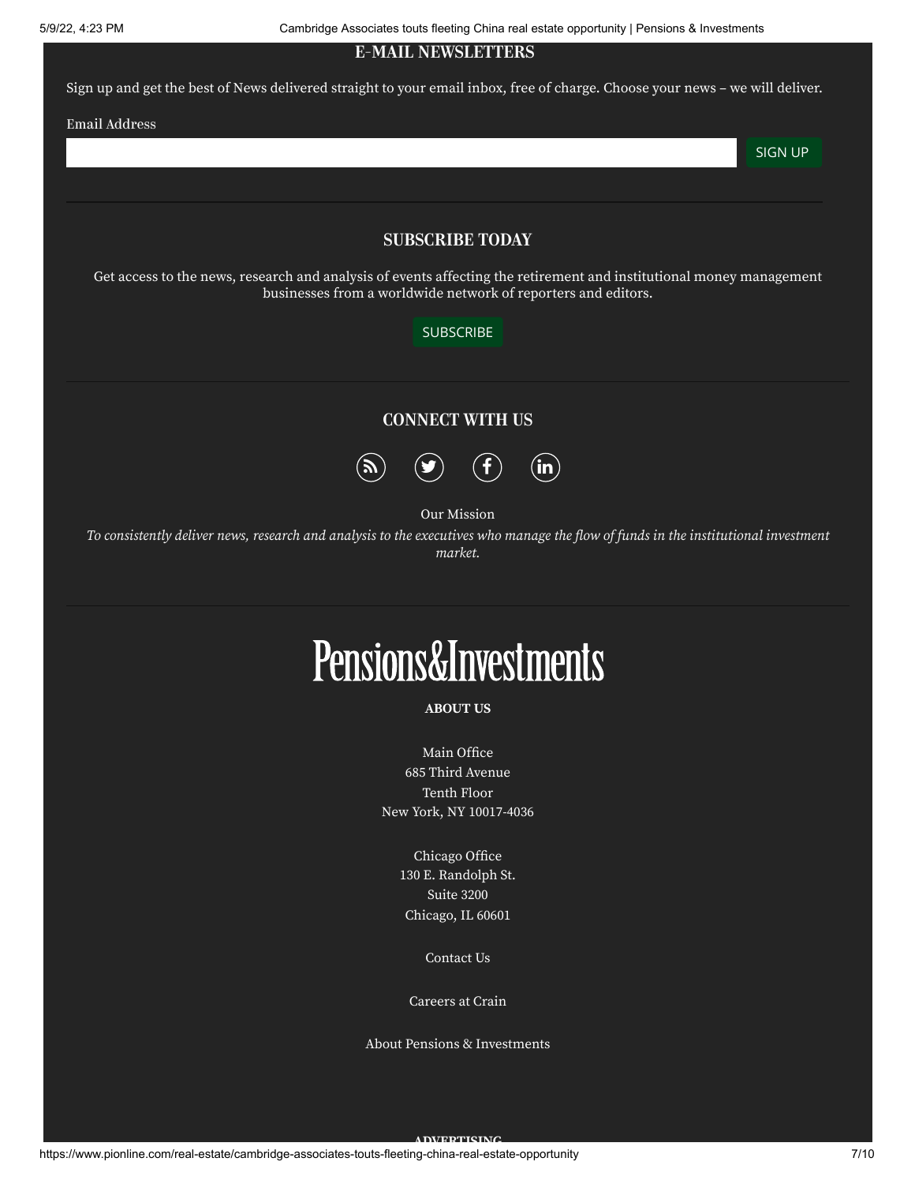## E-MAIL NEWSLETTERS

Sign up and get the best of News delivered straight to your email inbox, free of charge. Choose your news – we will deliver.

Email Address

SIGN UP

## SUBSCRIBE TODAY

Get access to the news, research and analysis of events affecting the retirement and institutional money management businesses from a worldwide network of reporters and editors.

SUBSCRIBE

## CONNECT WITH US

Our Mission

*To consistently deliver news, research and analysis to the executives who manage the flow of funds in the institutional investment market.*

Pensions&Investments

**ABOUT US**

Main Office
685 Third Avenue
Tenth Floor
New York, NY 10017-4036

Chicago Office
130 E. Randolph St.
Suite 3200
Chicago, IL 60601

Contact Us

Careers at Crain

About Pensions & Investments

**ADVERTISING**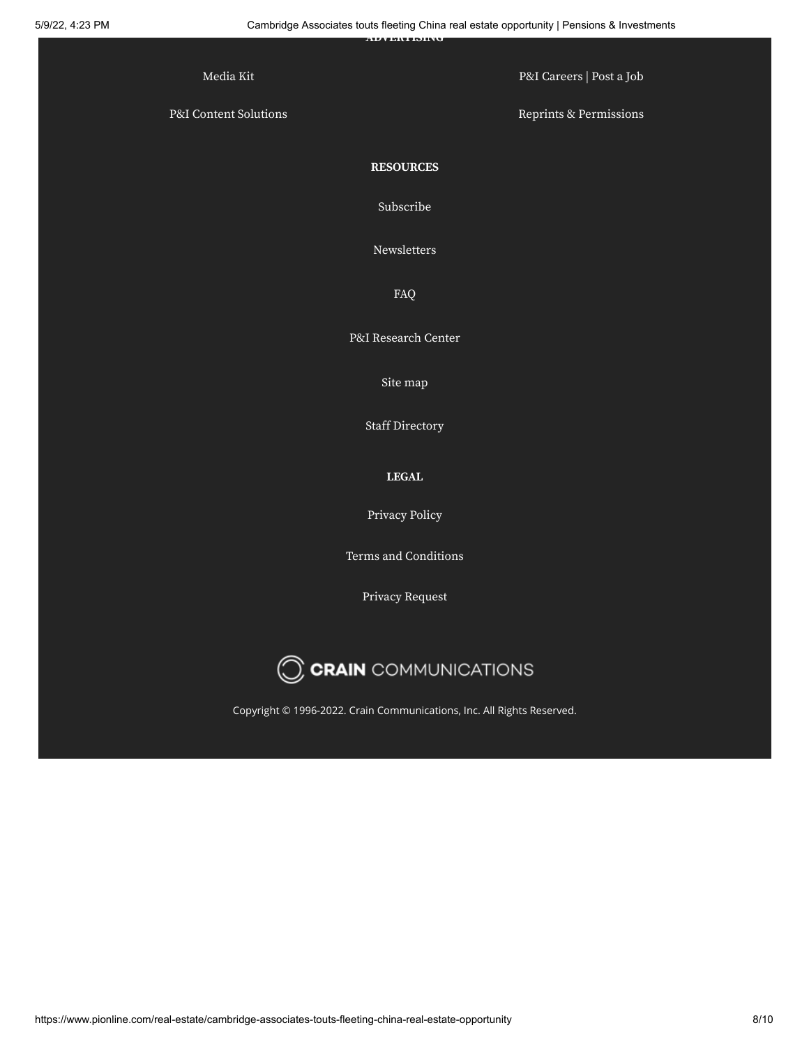ADVERTISING

Media Kit

P&I Careers | Post a Job

P&I Content Solutions

Reprints & Permissions

**RESOURCES**

Subscribe

Newsletters

FAQ

P&I Research Center

Site map

Staff Directory

**LEGAL**

Privacy Policy

Terms and Conditions

Privacy Request

CRAIN COMMUNICATIONS

Copyright © 1996-2022. Crain Communications, Inc. All Rights Reserved.